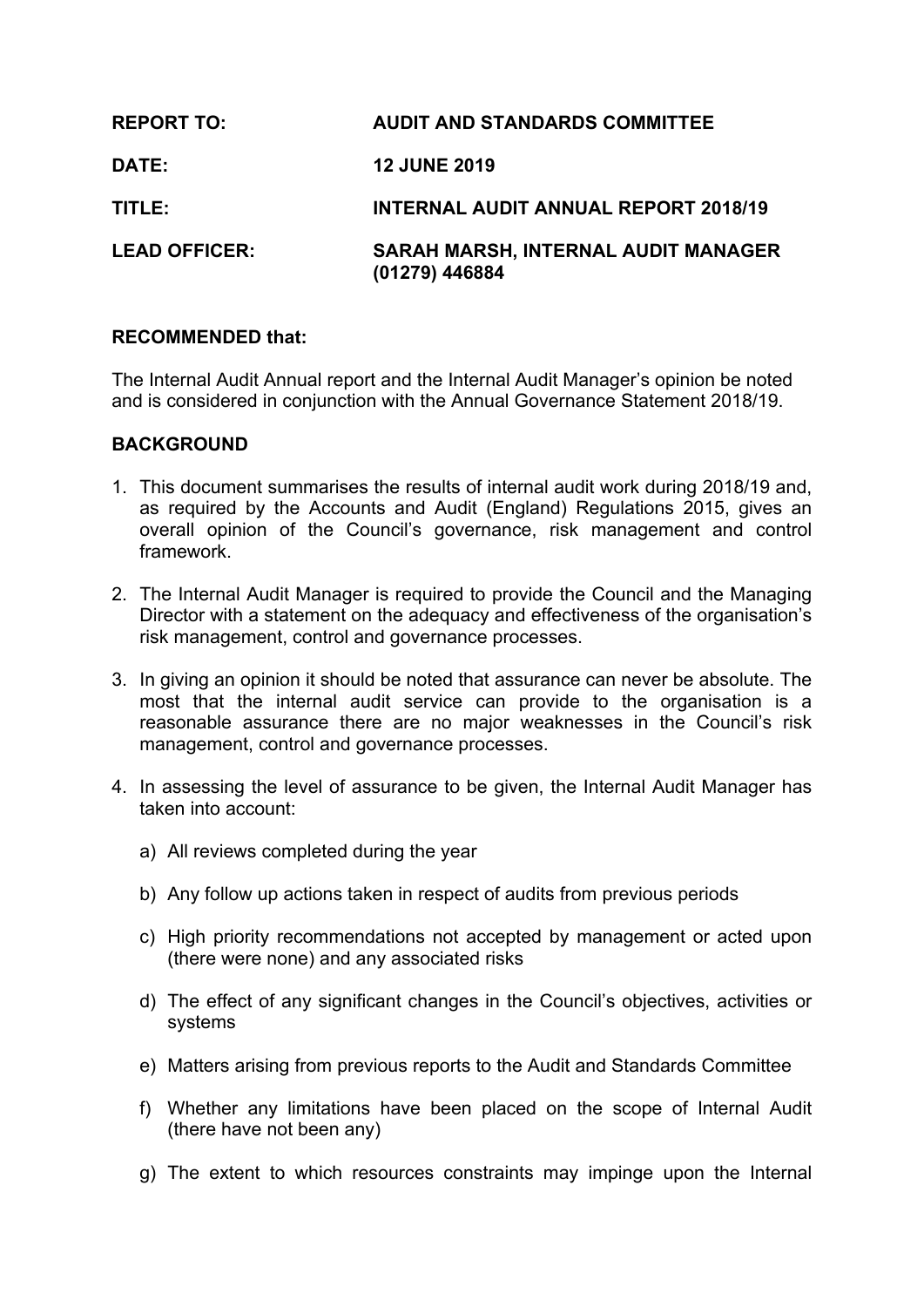| | |
|---|---|
| **REPORT TO:** | **AUDIT AND STANDARDS COMMITTEE** |
| **DATE:** | **12 JUNE 2019** |
| **TITLE:** | **INTERNAL AUDIT ANNUAL REPORT 2018/19** |
| **LEAD OFFICER:** | **SARAH MARSH, INTERNAL AUDIT MANAGER (01279) 446884** |

**RECOMMENDED that:**

The Internal Audit Annual report and the Internal Audit Manager's opinion be noted and is considered in conjunction with the Annual Governance Statement 2018/19.

**BACKGROUND**

1. This document summarises the results of internal audit work during 2018/19 and, as required by the Accounts and Audit (England) Regulations 2015, gives an overall opinion of the Council's governance, risk management and control framework.

2. The Internal Audit Manager is required to provide the Council and the Managing Director with a statement on the adequacy and effectiveness of the organisation's risk management, control and governance processes.

3. In giving an opinion it should be noted that assurance can never be absolute. The most that the internal audit service can provide to the organisation is a reasonable assurance there are no major weaknesses in the Council's risk management, control and governance processes.

4. In assessing the level of assurance to be given, the Internal Audit Manager has taken into account:

   a) All reviews completed during the year

   b) Any follow up actions taken in respect of audits from previous periods

   c) High priority recommendations not accepted by management or acted upon (there were none) and any associated risks

   d) The effect of any significant changes in the Council's objectives, activities or systems

   e) Matters arising from previous reports to the Audit and Standards Committee

   f) Whether any limitations have been placed on the scope of Internal Audit (there have not been any)

   g) The extent to which resources constraints may impinge upon the Internal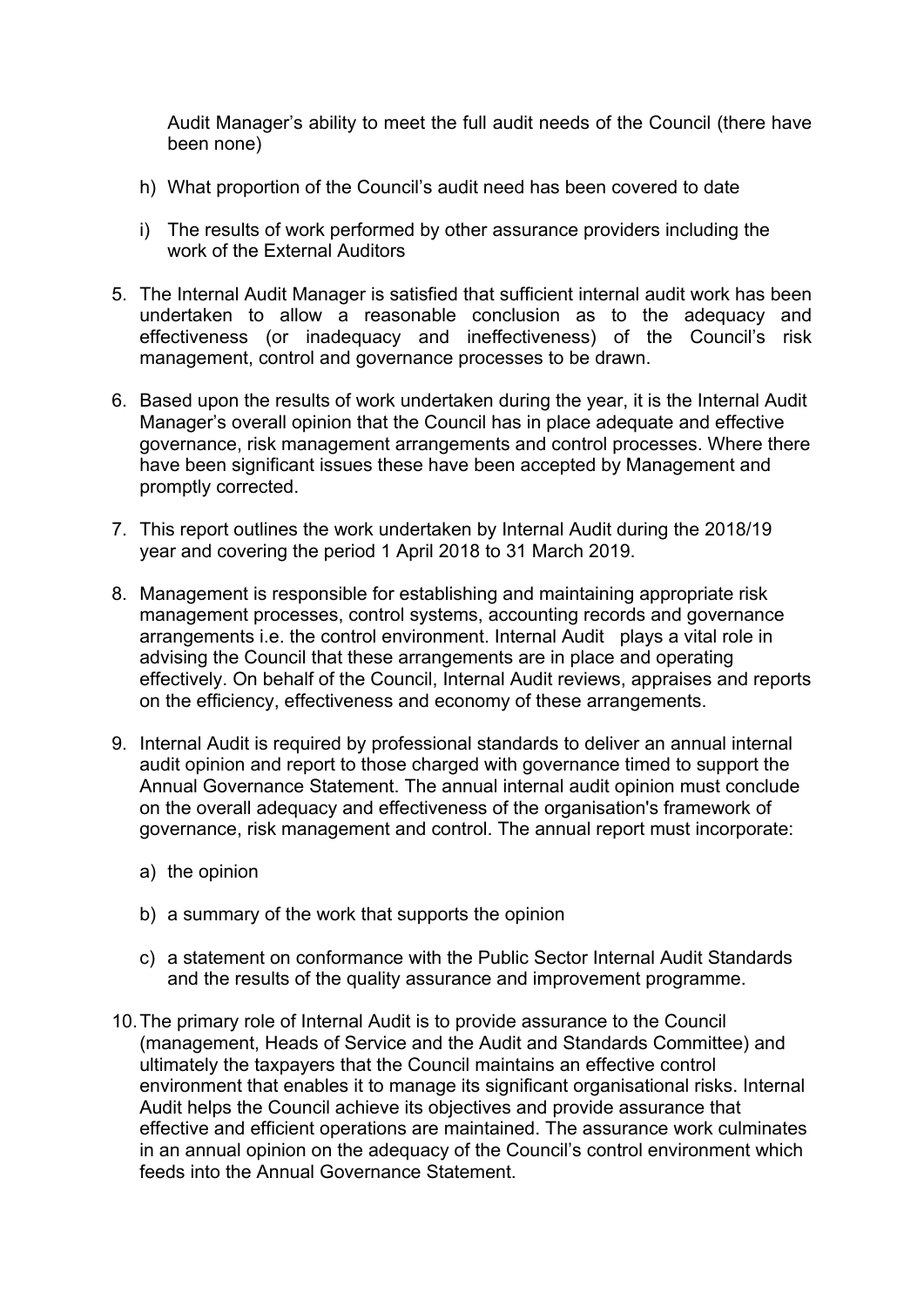Audit Manager's ability to meet the full audit needs of the Council (there have been none)

h) What proportion of the Council's audit need has been covered to date

i) The results of work performed by other assurance providers including the work of the External Auditors

5. The Internal Audit Manager is satisfied that sufficient internal audit work has been undertaken to allow a reasonable conclusion as to the adequacy and effectiveness (or inadequacy and ineffectiveness) of the Council's risk management, control and governance processes to be drawn.

6. Based upon the results of work undertaken during the year, it is the Internal Audit Manager's overall opinion that the Council has in place adequate and effective governance, risk management arrangements and control processes. Where there have been significant issues these have been accepted by Management and promptly corrected.

7. This report outlines the work undertaken by Internal Audit during the 2018/19 year and covering the period 1 April 2018 to 31 March 2019.

8. Management is responsible for establishing and maintaining appropriate risk management processes, control systems, accounting records and governance arrangements i.e. the control environment. Internal Audit plays a vital role in advising the Council that these arrangements are in place and operating effectively. On behalf of the Council, Internal Audit reviews, appraises and reports on the efficiency, effectiveness and economy of these arrangements.

9. Internal Audit is required by professional standards to deliver an annual internal audit opinion and report to those charged with governance timed to support the Annual Governance Statement. The annual internal audit opinion must conclude on the overall adequacy and effectiveness of the organisation's framework of governance, risk management and control. The annual report must incorporate:

   a) the opinion

   b) a summary of the work that supports the opinion

   c) a statement on conformance with the Public Sector Internal Audit Standards and the results of the quality assurance and improvement programme.

10. The primary role of Internal Audit is to provide assurance to the Council (management, Heads of Service and the Audit and Standards Committee) and ultimately the taxpayers that the Council maintains an effective control environment that enables it to manage its significant organisational risks. Internal Audit helps the Council achieve its objectives and provide assurance that effective and efficient operations are maintained. The assurance work culminates in an annual opinion on the adequacy of the Council's control environment which feeds into the Annual Governance Statement.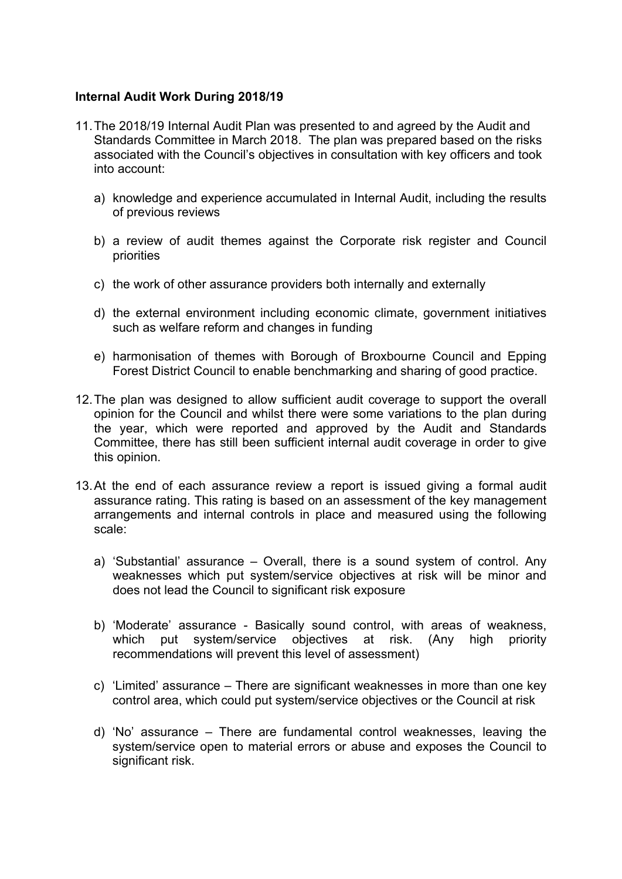**Internal Audit Work During 2018/19**

11. The 2018/19 Internal Audit Plan was presented to and agreed by the Audit and Standards Committee in March 2018. The plan was prepared based on the risks associated with the Council's objectives in consultation with key officers and took into account:

    a) knowledge and experience accumulated in Internal Audit, including the results of previous reviews

    b) a review of audit themes against the Corporate risk register and Council priorities

    c) the work of other assurance providers both internally and externally

    d) the external environment including economic climate, government initiatives such as welfare reform and changes in funding

    e) harmonisation of themes with Borough of Broxbourne Council and Epping Forest District Council to enable benchmarking and sharing of good practice.

12. The plan was designed to allow sufficient audit coverage to support the overall opinion for the Council and whilst there were some variations to the plan during the year, which were reported and approved by the Audit and Standards Committee, there has still been sufficient internal audit coverage in order to give this opinion.

13. At the end of each assurance review a report is issued giving a formal audit assurance rating. This rating is based on an assessment of the key management arrangements and internal controls in place and measured using the following scale:

    a) 'Substantial' assurance – Overall, there is a sound system of control. Any weaknesses which put system/service objectives at risk will be minor and does not lead the Council to significant risk exposure

    b) 'Moderate' assurance - Basically sound control, with areas of weakness, which put system/service objectives at risk. (Any high priority recommendations will prevent this level of assessment)

    c) 'Limited' assurance – There are significant weaknesses in more than one key control area, which could put system/service objectives or the Council at risk

    d) 'No' assurance – There are fundamental control weaknesses, leaving the system/service open to material errors or abuse and exposes the Council to significant risk.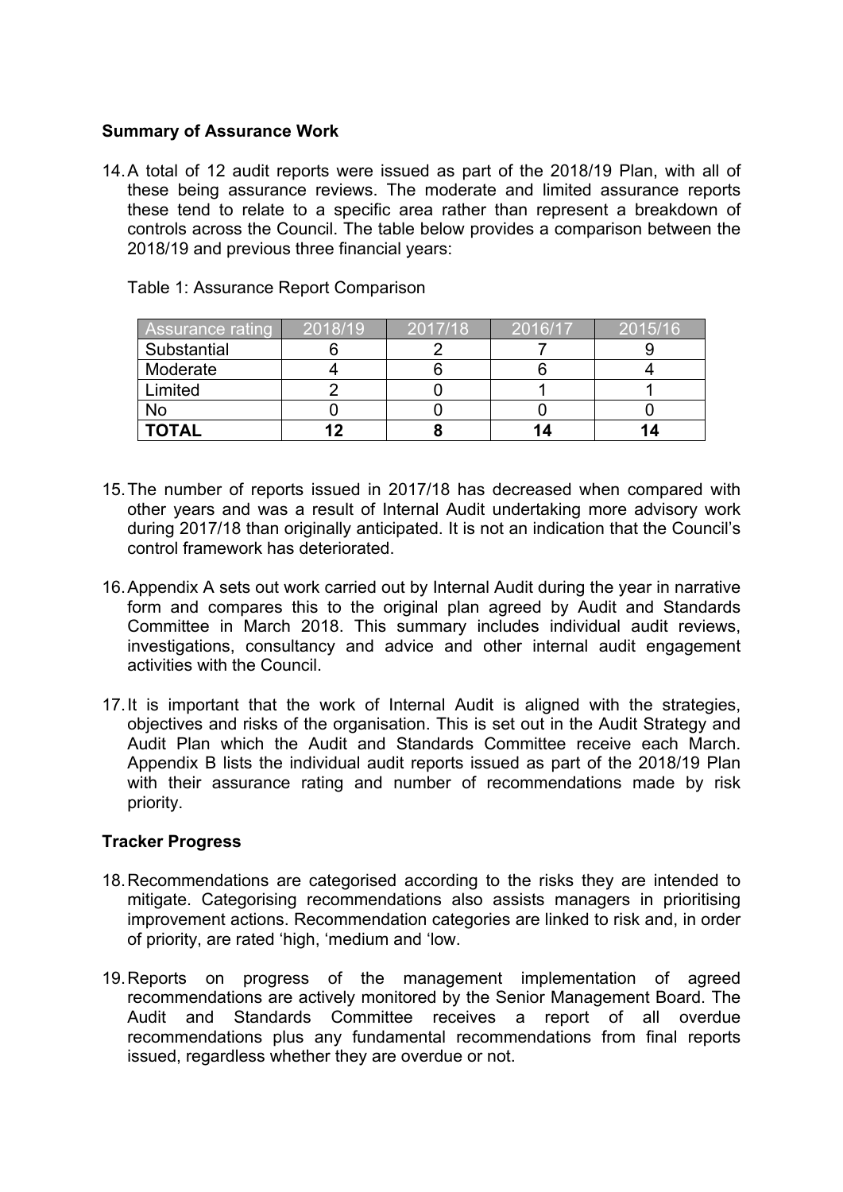**Summary of Assurance Work**

14. A total of 12 audit reports were issued as part of the 2018/19 Plan, with all of these being assurance reviews. The moderate and limited assurance reports these tend to relate to a specific area rather than represent a breakdown of controls across the Council. The table below provides a comparison between the 2018/19 and previous three financial years:

Table 1: Assurance Report Comparison

| Assurance rating | 2018/19 | 2017/18 | 2016/17 | 2015/16 |
|---|---|---|---|---|
| Substantial | 6 | 2 | 7 | 9 |
| Moderate | 4 | 6 | 6 | 4 |
| Limited | 2 | 0 | 1 | 1 |
| No | 0 | 0 | 0 | 0 |
| **TOTAL** | **12** | **8** | **14** | **14** |

15. The number of reports issued in 2017/18 has decreased when compared with other years and was a result of Internal Audit undertaking more advisory work during 2017/18 than originally anticipated. It is not an indication that the Council's control framework has deteriorated.

16. Appendix A sets out work carried out by Internal Audit during the year in narrative form and compares this to the original plan agreed by Audit and Standards Committee in March 2018. This summary includes individual audit reviews, investigations, consultancy and advice and other internal audit engagement activities with the Council.

17. It is important that the work of Internal Audit is aligned with the strategies, objectives and risks of the organisation. This is set out in the Audit Strategy and Audit Plan which the Audit and Standards Committee receive each March. Appendix B lists the individual audit reports issued as part of the 2018/19 Plan with their assurance rating and number of recommendations made by risk priority.

**Tracker Progress**

18. Recommendations are categorised according to the risks they are intended to mitigate. Categorising recommendations also assists managers in prioritising improvement actions. Recommendation categories are linked to risk and, in order of priority, are rated 'high, 'medium and 'low.

19. Reports on progress of the management implementation of agreed recommendations are actively monitored by the Senior Management Board. The Audit and Standards Committee receives a report of all overdue recommendations plus any fundamental recommendations from final reports issued, regardless whether they are overdue or not.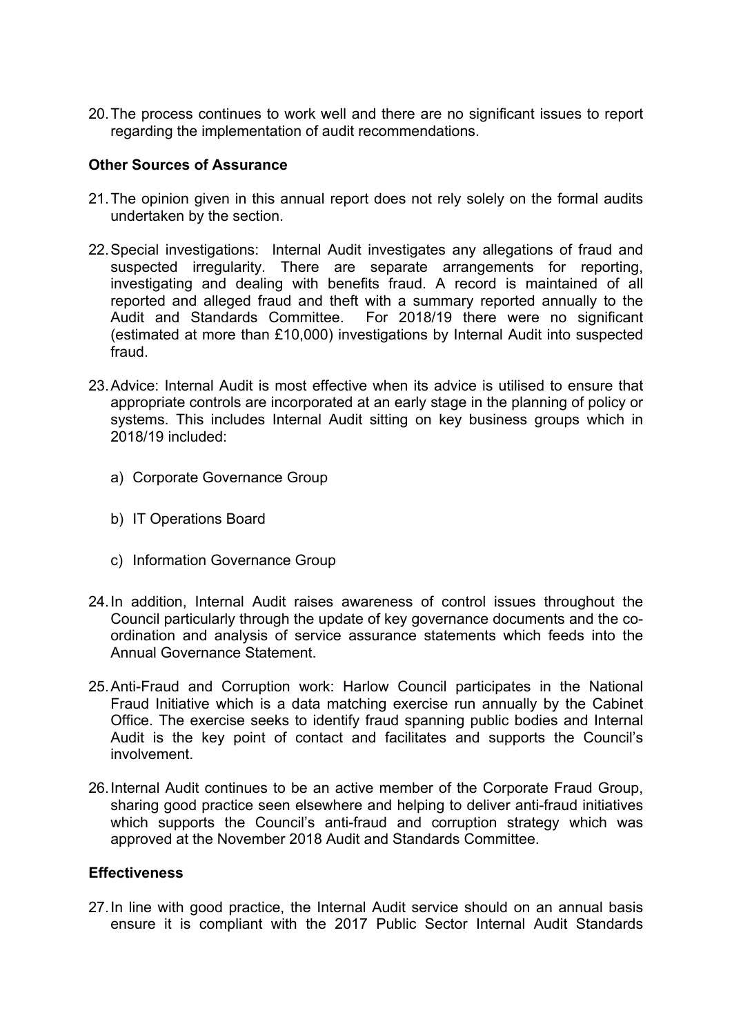20. The process continues to work well and there are no significant issues to report regarding the implementation of audit recommendations.

**Other Sources of Assurance**

21. The opinion given in this annual report does not rely solely on the formal audits undertaken by the section.

22. Special investigations: Internal Audit investigates any allegations of fraud and suspected irregularity. There are separate arrangements for reporting, investigating and dealing with benefits fraud. A record is maintained of all reported and alleged fraud and theft with a summary reported annually to the Audit and Standards Committee. For 2018/19 there were no significant (estimated at more than £10,000) investigations by Internal Audit into suspected fraud.

23. Advice: Internal Audit is most effective when its advice is utilised to ensure that appropriate controls are incorporated at an early stage in the planning of policy or systems. This includes Internal Audit sitting on key business groups which in 2018/19 included:

    a) Corporate Governance Group

    b) IT Operations Board

    c) Information Governance Group

24. In addition, Internal Audit raises awareness of control issues throughout the Council particularly through the update of key governance documents and the co-ordination and analysis of service assurance statements which feeds into the Annual Governance Statement.

25. Anti-Fraud and Corruption work: Harlow Council participates in the National Fraud Initiative which is a data matching exercise run annually by the Cabinet Office. The exercise seeks to identify fraud spanning public bodies and Internal Audit is the key point of contact and facilitates and supports the Council's involvement.

26. Internal Audit continues to be an active member of the Corporate Fraud Group, sharing good practice seen elsewhere and helping to deliver anti-fraud initiatives which supports the Council's anti-fraud and corruption strategy which was approved at the November 2018 Audit and Standards Committee.

**Effectiveness**

27. In line with good practice, the Internal Audit service should on an annual basis ensure it is compliant with the 2017 Public Sector Internal Audit Standards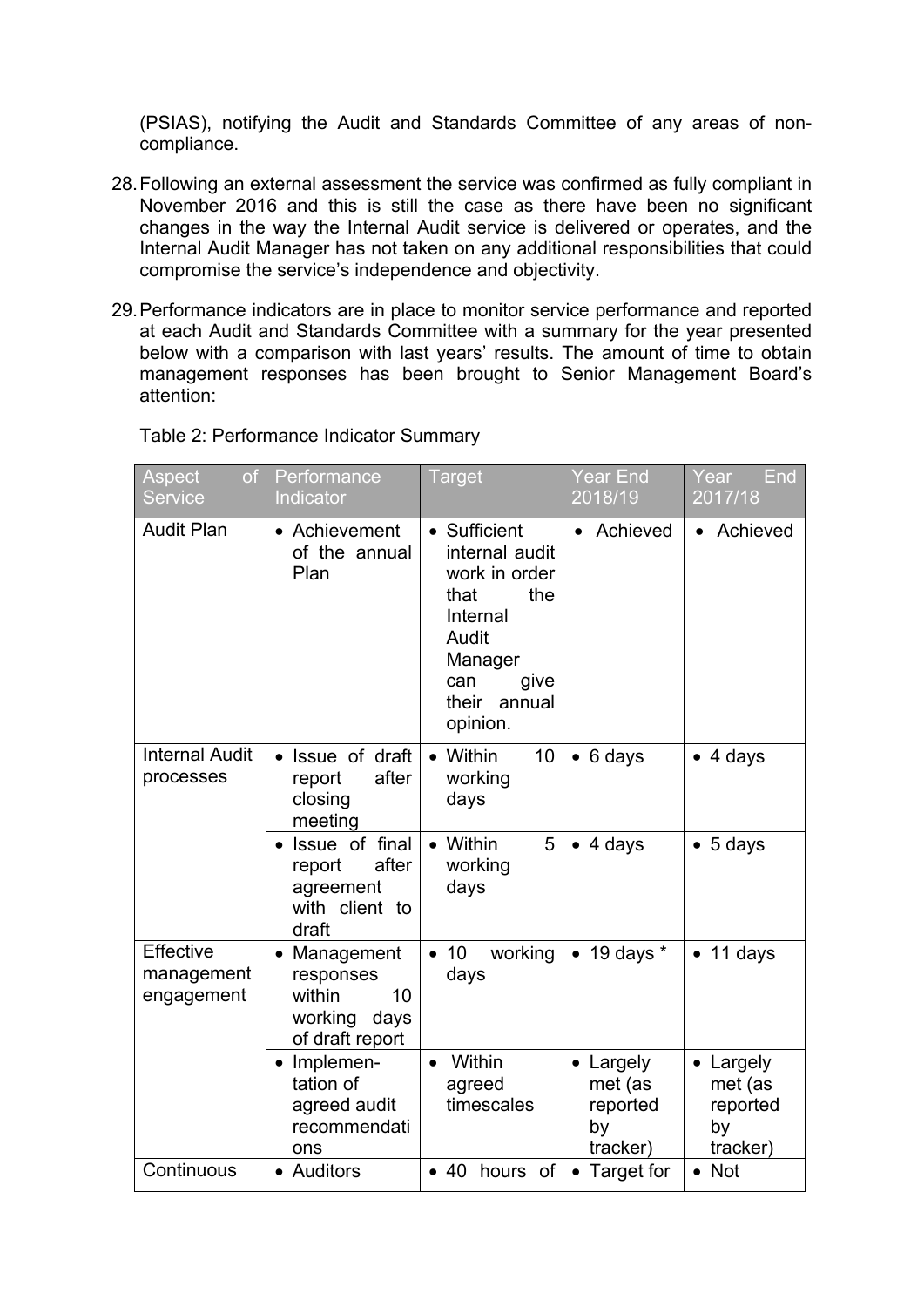(PSIAS), notifying the Audit and Standards Committee of any areas of non-compliance.

28. Following an external assessment the service was confirmed as fully compliant in November 2016 and this is still the case as there have been no significant changes in the way the Internal Audit service is delivered or operates, and the Internal Audit Manager has not taken on any additional responsibilities that could compromise the service's independence and objectivity.

29. Performance indicators are in place to monitor service performance and reported at each Audit and Standards Committee with a summary for the year presented below with a comparison with last years' results. The amount of time to obtain management responses has been brought to Senior Management Board's attention:

Table 2: Performance Indicator Summary

| Aspect of Service | Performance Indicator | Target | Year End 2018/19 | Year End 2017/18 |
|---|---|---|---|---|
| Audit Plan | • Achievement of the annual Plan | • Sufficient internal audit work in order that the Internal Audit Manager can give their annual opinion. | • Achieved | • Achieved |
| Internal Audit processes | • Issue of draft report after closing meeting | • Within 10 working days | • 6 days | • 4 days |
| | • Issue of final report after agreement with client to draft | • Within 5 working days | • 4 days | • 5 days |
| Effective management engagement | • Management responses within 10 working days of draft report | • 10 working days | • 19 days * | • 11 days |
| | • Implementation of agreed audit recommendations | • Within agreed timescales | • Largely met (as reported by tracker) | • Largely met (as reported by tracker) |
| Continuous | • Auditors | • 40 hours of | • Target for | • Not |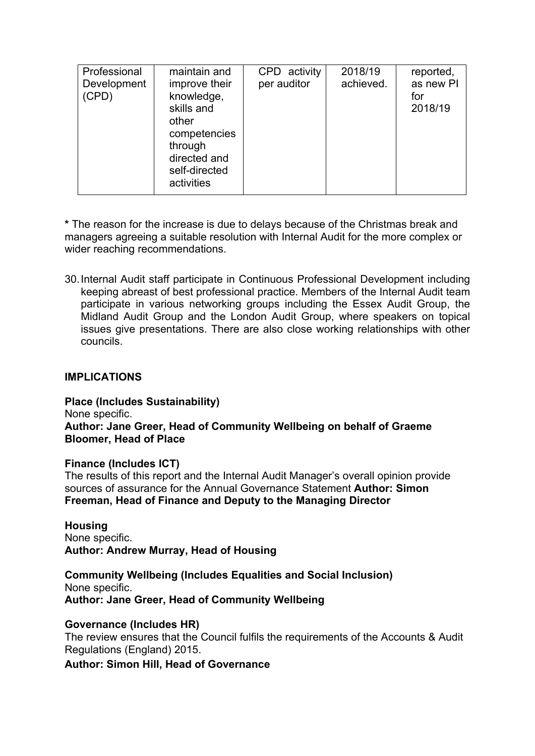| Professional Development (CPD) | maintain and improve their knowledge, skills and other competencies through directed and self-directed activities | CPD activity per auditor | 2018/19 achieved. | reported, as new PI for 2018/19 |
|---|---|---|---|---|

**\*** The reason for the increase is due to delays because of the Christmas break and managers agreeing a suitable resolution with Internal Audit for the more complex or wider reaching recommendations.

30. Internal Audit staff participate in Continuous Professional Development including keeping abreast of best professional practice. Members of the Internal Audit team participate in various networking groups including the Essex Audit Group, the Midland Audit Group and the London Audit Group, where speakers on topical issues give presentations. There are also close working relationships with other councils.

**IMPLICATIONS**

**Place (Includes Sustainability)**
None specific.
**Author: Jane Greer, Head of Community Wellbeing on behalf of Graeme Bloomer, Head of Place**

**Finance (Includes ICT)**
The results of this report and the Internal Audit Manager's overall opinion provide sources of assurance for the Annual Governance Statement **Author: Simon Freeman, Head of Finance and Deputy to the Managing Director**

**Housing**
None specific.
**Author: Andrew Murray, Head of Housing**

**Community Wellbeing (Includes Equalities and Social Inclusion)**
None specific.
**Author: Jane Greer, Head of Community Wellbeing**

**Governance (Includes HR)**
The review ensures that the Council fulfils the requirements of the Accounts & Audit Regulations (England) 2015.
**Author: Simon Hill, Head of Governance**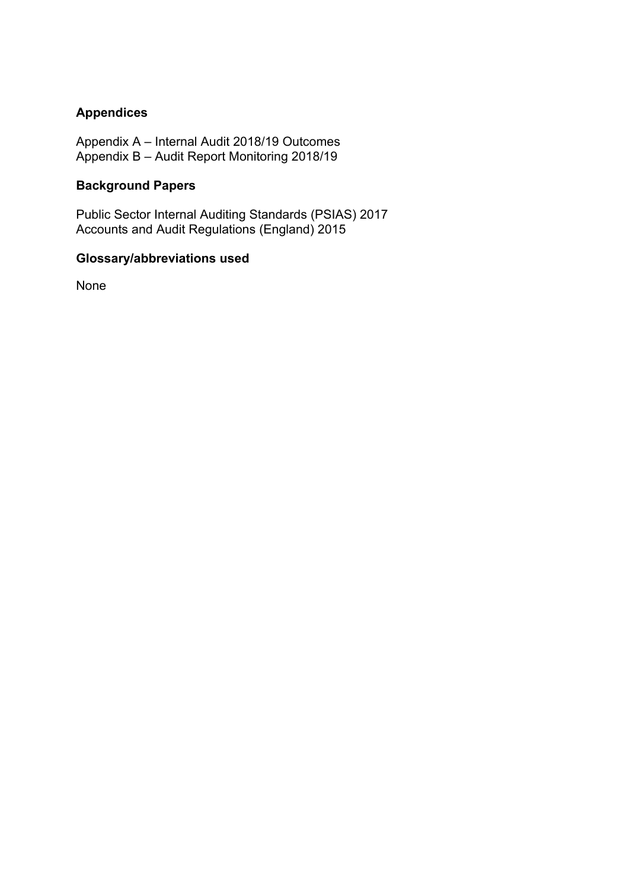## Appendices

Appendix A – Internal Audit 2018/19 Outcomes
Appendix B – Audit Report Monitoring 2018/19

## Background Papers

Public Sector Internal Auditing Standards (PSIAS) 2017
Accounts and Audit Regulations (England) 2015

## Glossary/abbreviations used

None